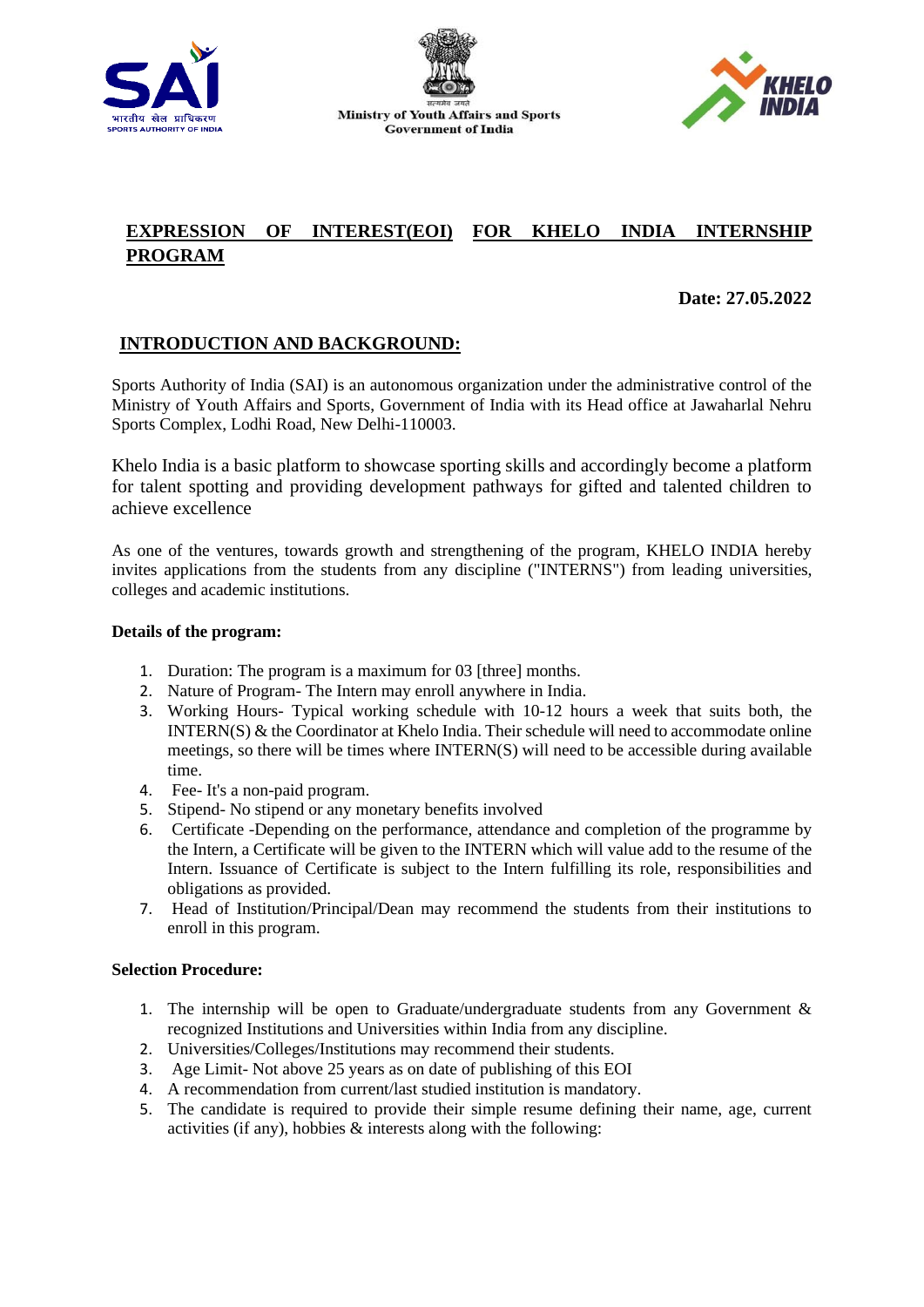Ministry of Youth Affairs and Sports
Government of India

# EXPRESSION OF INTEREST(EOI) FOR KHELO INDIA INTERNSHIP PROGRAM

**Date: 27.05.2022**

## INTRODUCTION AND BACKGROUND:

Sports Authority of India (SAI) is an autonomous organization under the administrative control of the Ministry of Youth Affairs and Sports, Government of India with its Head office at Jawaharlal Nehru Sports Complex, Lodhi Road, New Delhi-110003.

Khelo India is a basic platform to showcase sporting skills and accordingly become a platform for talent spotting and providing development pathways for gifted and talented children to achieve excellence

As one of the ventures, towards growth and strengthening of the program, KHELO INDIA hereby invites applications from the students from any discipline ("INTERNS") from leading universities, colleges and academic institutions.

**Details of the program:**

1. Duration: The program is a maximum for 03 [three] months.
2. Nature of Program- The Intern may enroll anywhere in India.
3. Working Hours- Typical working schedule with 10-12 hours a week that suits both, the INTERN(S) & the Coordinator at Khelo India. Their schedule will need to accommodate online meetings, so there will be times where INTERN(S) will need to be accessible during available time.
4. Fee- It's a non-paid program.
5. Stipend- No stipend or any monetary benefits involved
6. Certificate -Depending on the performance, attendance and completion of the programme by the Intern, a Certificate will be given to the INTERN which will value add to the resume of the Intern. Issuance of Certificate is subject to the Intern fulfilling its role, responsibilities and obligations as provided.
7. Head of Institution/Principal/Dean may recommend the students from their institutions to enroll in this program.

**Selection Procedure:**

1. The internship will be open to Graduate/undergraduate students from any Government & recognized Institutions and Universities within India from any discipline.
2. Universities/Colleges/Institutions may recommend their students.
3. Age Limit- Not above 25 years as on date of publishing of this EOI
4. A recommendation from current/last studied institution is mandatory.
5. The candidate is required to provide their simple resume defining their name, age, current activities (if any), hobbies & interests along with the following: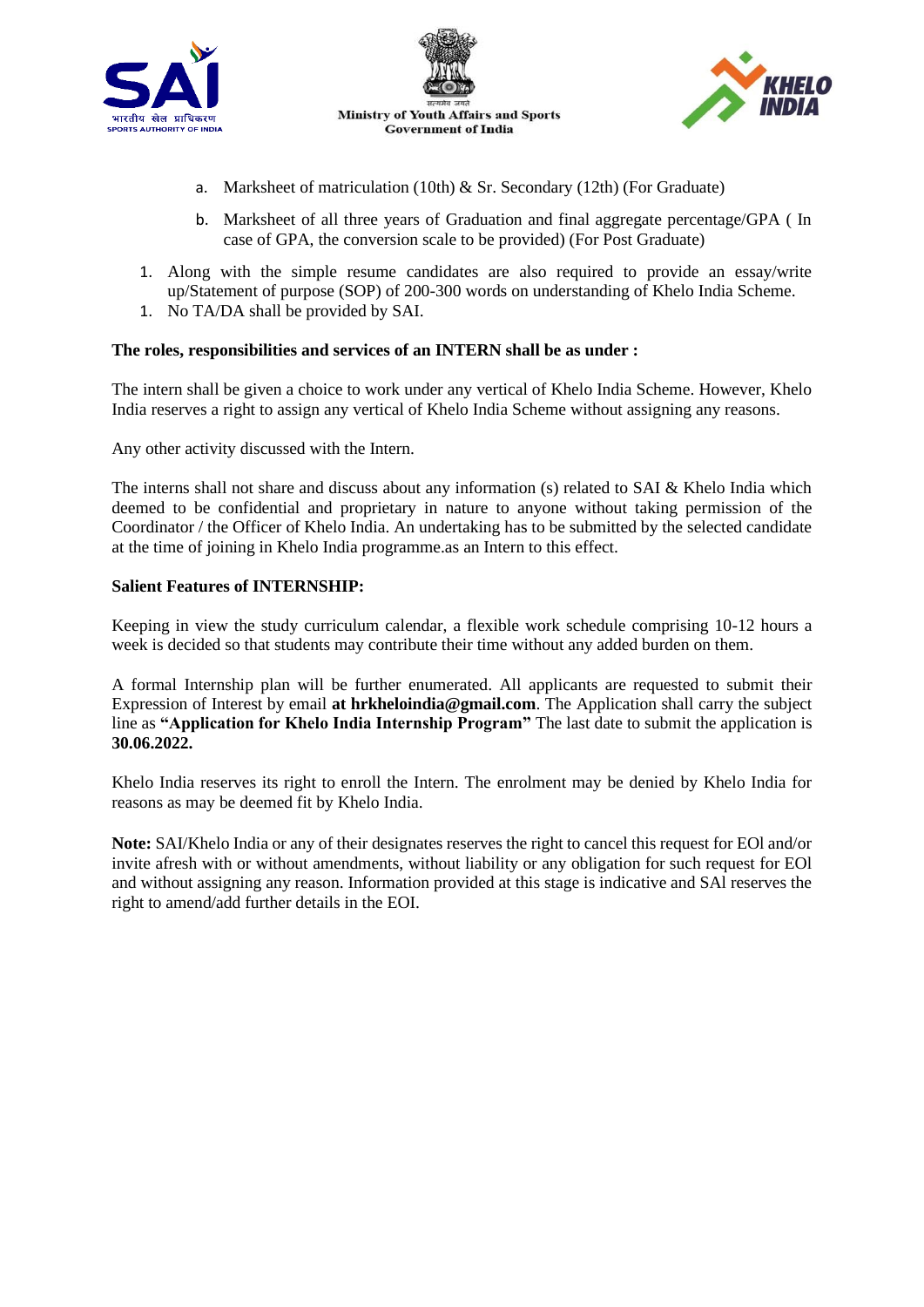a. Marksheet of matriculation (10th) & Sr. Secondary (12th) (For Graduate)

b. Marksheet of all three years of Graduation and final aggregate percentage/GPA ( In case of GPA, the conversion scale to be provided) (For Post Graduate)

1. Along with the simple resume candidates are also required to provide an essay/write up/Statement of purpose (SOP) of 200-300 words on understanding of Khelo India Scheme.
1. No TA/DA shall be provided by SAI.

**The roles, responsibilities and services of an INTERN shall be as under :**

The intern shall be given a choice to work under any vertical of Khelo India Scheme. However, Khelo India reserves a right to assign any vertical of Khelo India Scheme without assigning any reasons.

Any other activity discussed with the Intern.

The interns shall not share and discuss about any information (s) related to SAI & Khelo India which deemed to be confidential and proprietary in nature to anyone without taking permission of the Coordinator / the Officer of Khelo India. An undertaking has to be submitted by the selected candidate at the time of joining in Khelo India programme.as an Intern to this effect.

**Salient Features of INTERNSHIP:**

Keeping in view the study curriculum calendar, a flexible work schedule comprising 10-12 hours a week is decided so that students may contribute their time without any added burden on them.

A formal Internship plan will be further enumerated. All applicants are requested to submit their Expression of Interest by email **at hrkheloindia@gmail.com**. The Application shall carry the subject line as **"Application for Khelo India Internship Program"** The last date to submit the application is **30.06.2022.**

Khelo India reserves its right to enroll the Intern. The enrolment may be denied by Khelo India for reasons as may be deemed fit by Khelo India.

**Note:** SAI/Khelo India or any of their designates reserves the right to cancel this request for EOl and/or invite afresh with or without amendments, without liability or any obligation for such request for EOl and without assigning any reason. Information provided at this stage is indicative and SAl reserves the right to amend/add further details in the EOI.